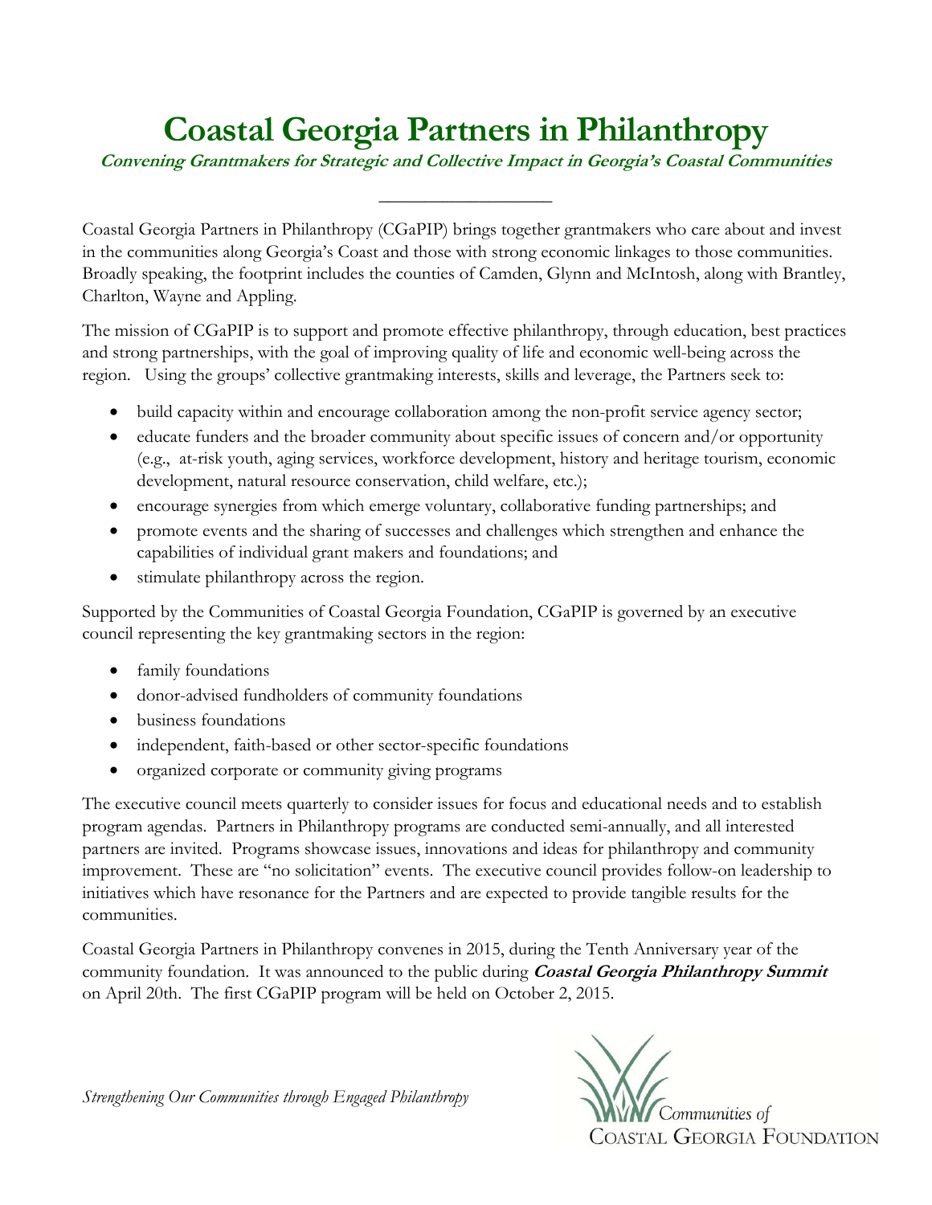# Coastal Georgia Partners in Philanthropy

***Convening Grantmakers for Strategic and Collective Impact in Georgia's Coastal Communities***

---

Coastal Georgia Partners in Philanthropy (CGaPIP) brings together grantmakers who care about and invest in the communities along Georgia's Coast and those with strong economic linkages to those communities. Broadly speaking, the footprint includes the counties of Camden, Glynn and McIntosh, along with Brantley, Charlton, Wayne and Appling.

The mission of CGaPIP is to support and promote effective philanthropy, through education, best practices and strong partnerships, with the goal of improving quality of life and economic well-being across the region. Using the groups' collective grantmaking interests, skills and leverage, the Partners seek to:

- build capacity within and encourage collaboration among the non-profit service agency sector;
- educate funders and the broader community about specific issues of concern and/or opportunity (e.g., at-risk youth, aging services, workforce development, history and heritage tourism, economic development, natural resource conservation, child welfare, etc.);
- encourage synergies from which emerge voluntary, collaborative funding partnerships; and
- promote events and the sharing of successes and challenges which strengthen and enhance the capabilities of individual grant makers and foundations; and
- stimulate philanthropy across the region.

Supported by the Communities of Coastal Georgia Foundation, CGaPIP is governed by an executive council representing the key grantmaking sectors in the region:

- family foundations
- donor-advised fundholders of community foundations
- business foundations
- independent, faith-based or other sector-specific foundations
- organized corporate or community giving programs

The executive council meets quarterly to consider issues for focus and educational needs and to establish program agendas. Partners in Philanthropy programs are conducted semi-annually, and all interested partners are invited. Programs showcase issues, innovations and ideas for philanthropy and community improvement. These are "no solicitation" events. The executive council provides follow-on leadership to initiatives which have resonance for the Partners and are expected to provide tangible results for the communities.

Coastal Georgia Partners in Philanthropy convenes in 2015, during the Tenth Anniversary year of the community foundation. It was announced to the public during ***Coastal Georgia Philanthropy Summit*** on April 20th. The first CGaPIP program will be held on October 2, 2015.

*Strengthening Our Communities through Engaged Philanthropy*

Communities of Coastal Georgia Foundation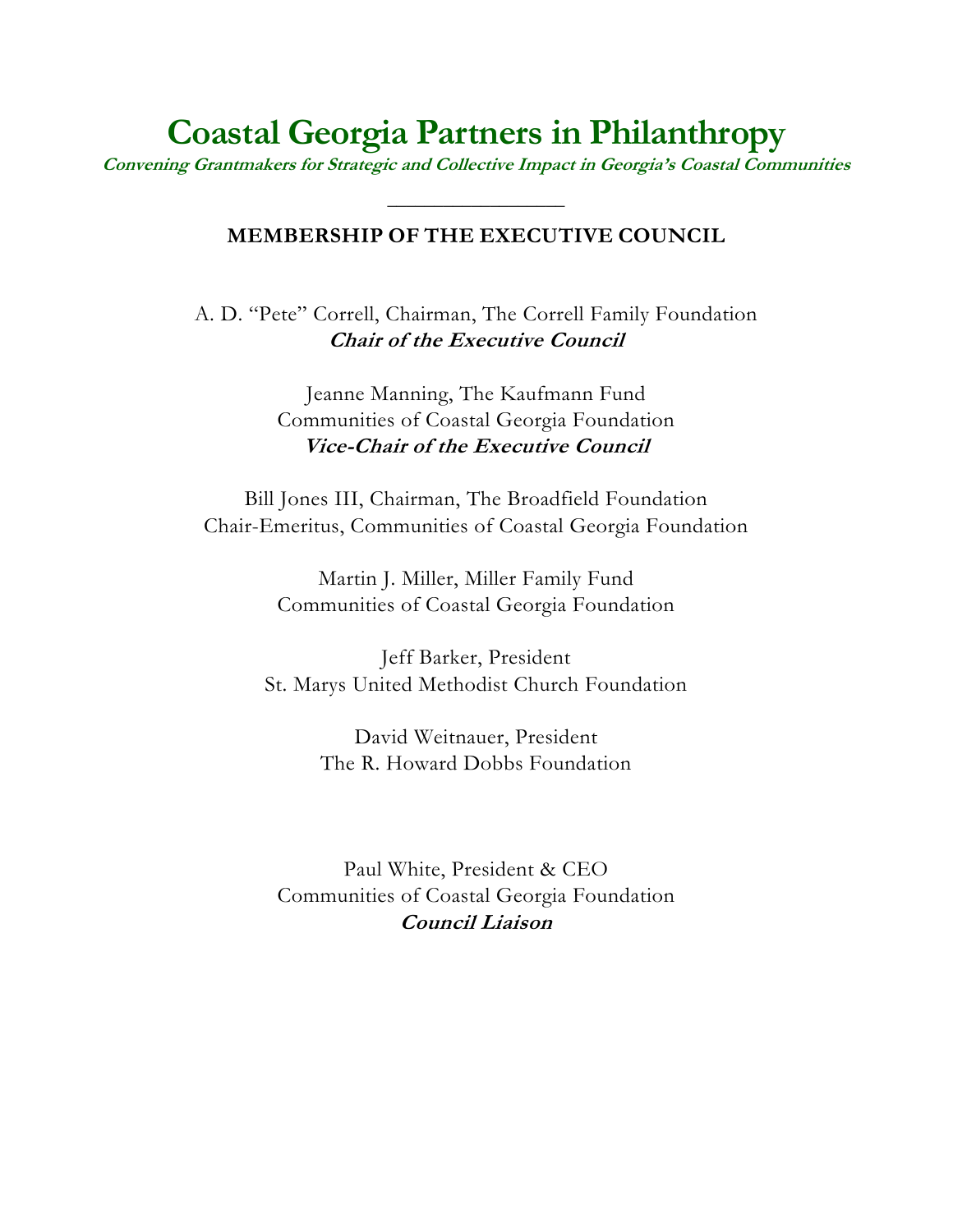# Coastal Georgia Partners in Philanthropy

***Convening Grantmakers for Strategic and Collective Impact in Georgia's Coastal Communities***

---

## MEMBERSHIP OF THE EXECUTIVE COUNCIL

A. D. "Pete" Correll, Chairman, The Correll Family Foundation
***Chair of the Executive Council***

Jeanne Manning, The Kaufmann Fund
Communities of Coastal Georgia Foundation
***Vice-Chair of the Executive Council***

Bill Jones III, Chairman, The Broadfield Foundation
Chair-Emeritus, Communities of Coastal Georgia Foundation

Martin J. Miller, Miller Family Fund
Communities of Coastal Georgia Foundation

Jeff Barker, President
St. Marys United Methodist Church Foundation

David Weitnauer, President
The R. Howard Dobbs Foundation

Paul White, President & CEO
Communities of Coastal Georgia Foundation
***Council Liaison***